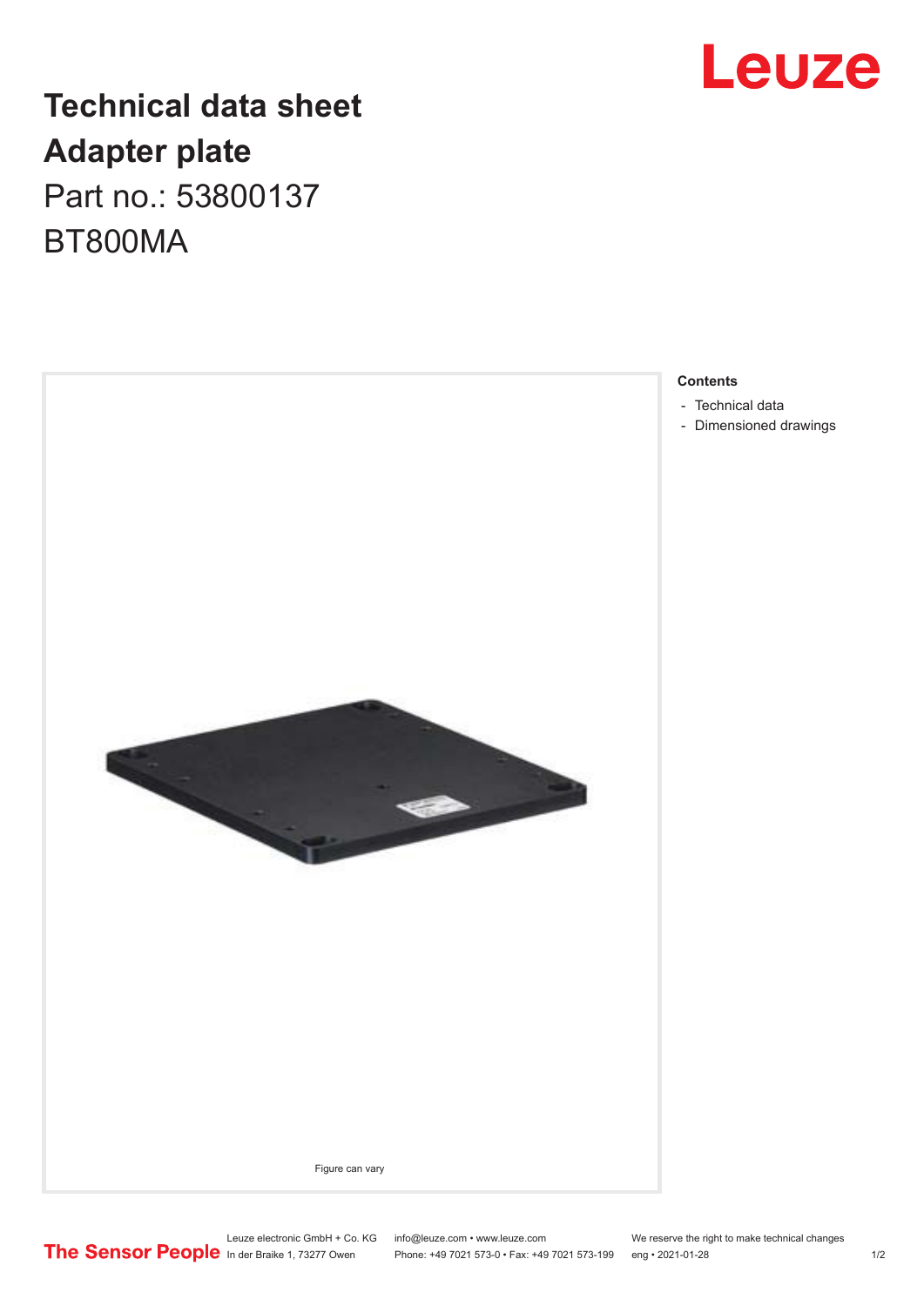# Technical data sheet

# Adapter plate

Part no.: 53800137

BT800MA

Figure can vary

**Contents**

- Technical data
- Dimensioned drawings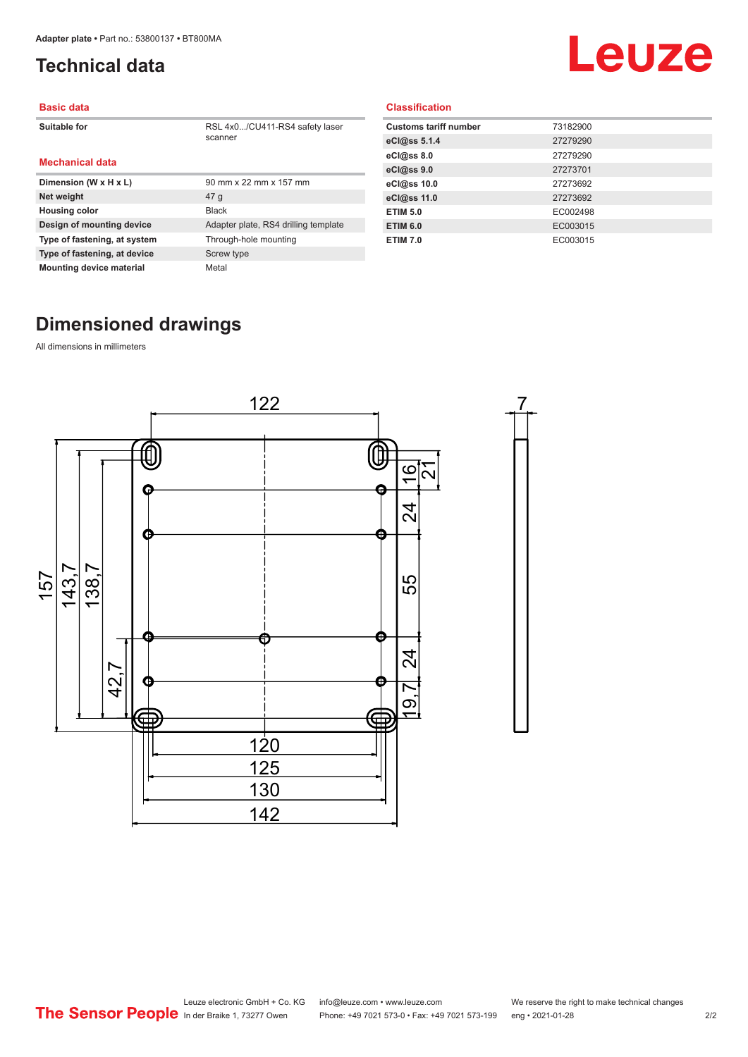# Technical data

## Basic data

| | |
|---|---|
| **Suitable for** | RSL 4x0.../CU411-RS4 safety laser scanner |

## Mechanical data

| | |
|---|---|
| **Dimension (W x H x L)** | 90 mm x 22 mm x 157 mm |
| **Net weight** | 47 g |
| **Housing color** | Black |
| **Design of mounting device** | Adapter plate, RS4 drilling template |
| **Type of fastening, at system** | Through-hole mounting |
| **Type of fastening, at device** | Screw type |
| **Mounting device material** | Metal |

## Classification

| | |
|---|---|
| **Customs tariff number** | 73182900 |
| **eCl@ss 5.1.4** | 27279290 |
| **eCl@ss 8.0** | 27279290 |
| **eCl@ss 9.0** | 27273701 |
| **eCl@ss 10.0** | 27273692 |
| **eCl@ss 11.0** | 27273692 |
| **ETIM 5.0** | EC002498 |
| **ETIM 6.0** | EC003015 |
| **ETIM 7.0** | EC003015 |

# Dimensioned drawings

All dimensions in millimeters

122
7
16
21
24
55
24
19,7
157
143,7
138,7
42,7
120
125
130
142